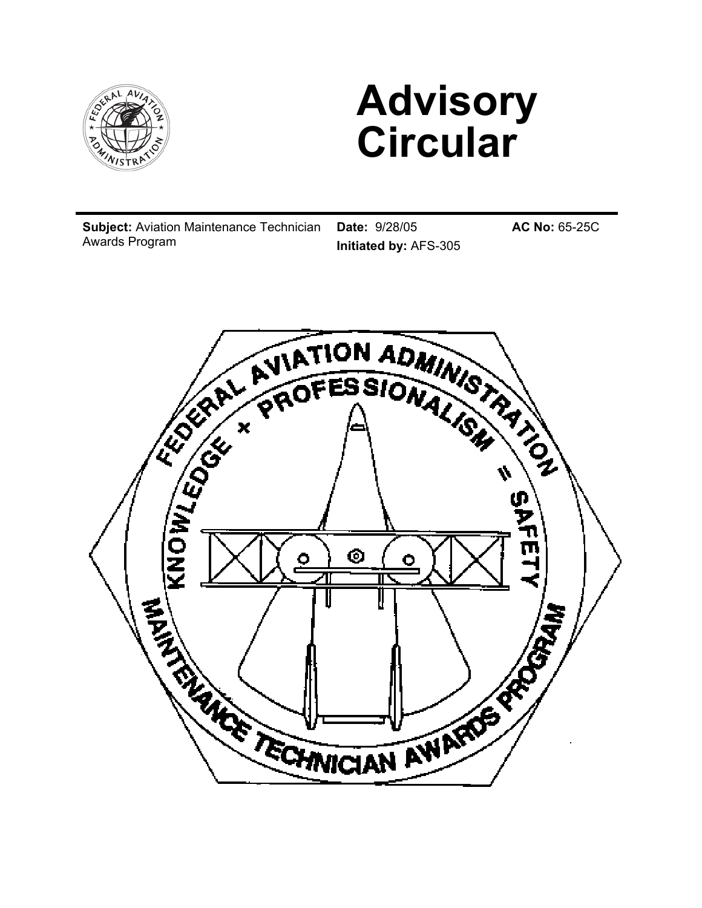# Advisory Circular

**Subject:** Aviation Maintenance Technician Awards Program

**Date:** 9/28/05

**Initiated by:** AFS-305

**AC No:** 65-25C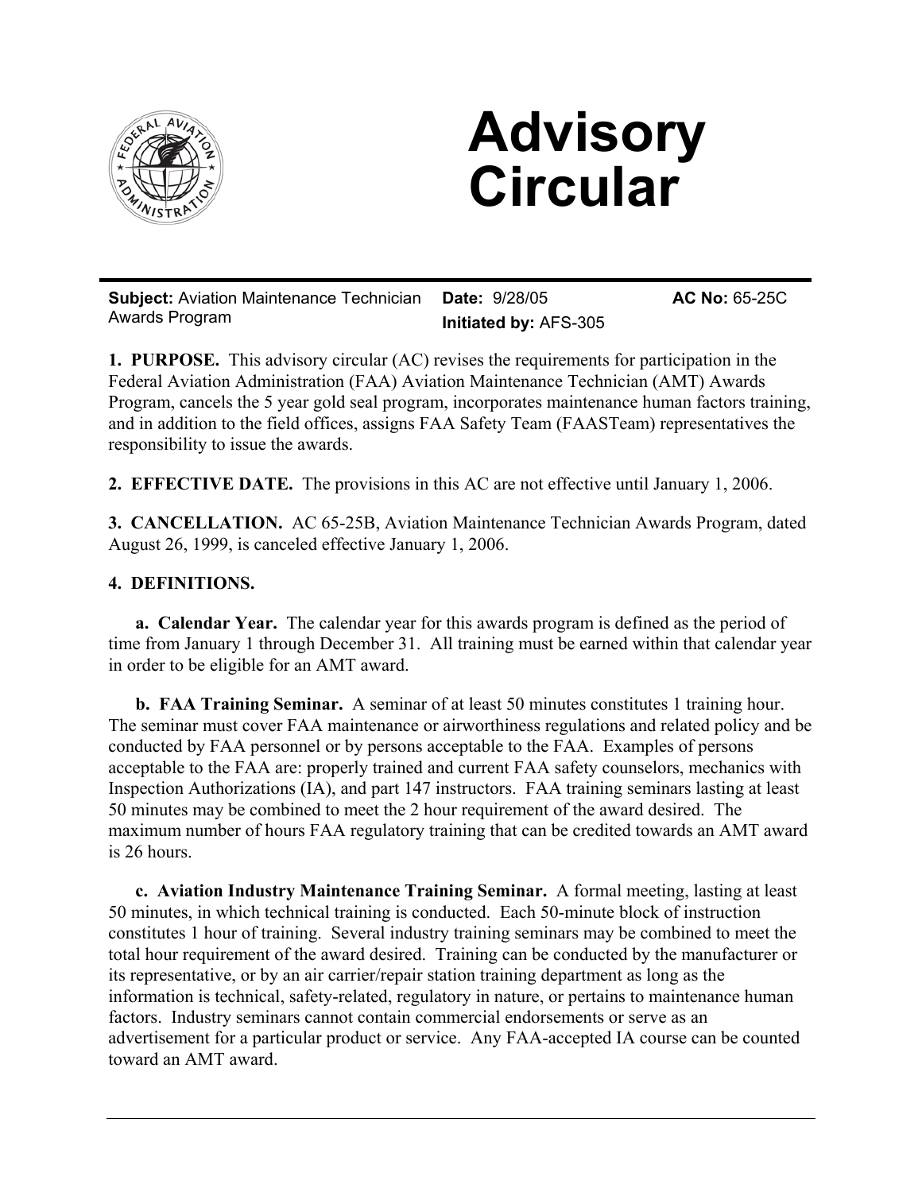# Advisory Circular

| **Subject:** Aviation Maintenance Technician Awards Program | **Date:** 9/28/05<br>**Initiated by:** AFS-305 | **AC No:** 65-25C |
|---|---|---|

**1. PURPOSE.** This advisory circular (AC) revises the requirements for participation in the Federal Aviation Administration (FAA) Aviation Maintenance Technician (AMT) Awards Program, cancels the 5 year gold seal program, incorporates maintenance human factors training, and in addition to the field offices, assigns FAA Safety Team (FAASTeam) representatives the responsibility to issue the awards.

**2. EFFECTIVE DATE.** The provisions in this AC are not effective until January 1, 2006.

**3. CANCELLATION.** AC 65-25B, Aviation Maintenance Technician Awards Program, dated August 26, 1999, is canceled effective January 1, 2006.

**4. DEFINITIONS.**

**a. Calendar Year.** The calendar year for this awards program is defined as the period of time from January 1 through December 31. All training must be earned within that calendar year in order to be eligible for an AMT award.

**b. FAA Training Seminar.** A seminar of at least 50 minutes constitutes 1 training hour. The seminar must cover FAA maintenance or airworthiness regulations and related policy and be conducted by FAA personnel or by persons acceptable to the FAA. Examples of persons acceptable to the FAA are: properly trained and current FAA safety counselors, mechanics with Inspection Authorizations (IA), and part 147 instructors. FAA training seminars lasting at least 50 minutes may be combined to meet the 2 hour requirement of the award desired. The maximum number of hours FAA regulatory training that can be credited towards an AMT award is 26 hours.

**c. Aviation Industry Maintenance Training Seminar.** A formal meeting, lasting at least 50 minutes, in which technical training is conducted. Each 50-minute block of instruction constitutes 1 hour of training. Several industry training seminars may be combined to meet the total hour requirement of the award desired. Training can be conducted by the manufacturer or its representative, or by an air carrier/repair station training department as long as the information is technical, safety-related, regulatory in nature, or pertains to maintenance human factors. Industry seminars cannot contain commercial endorsements or serve as an advertisement for a particular product or service. Any FAA-accepted IA course can be counted toward an AMT award.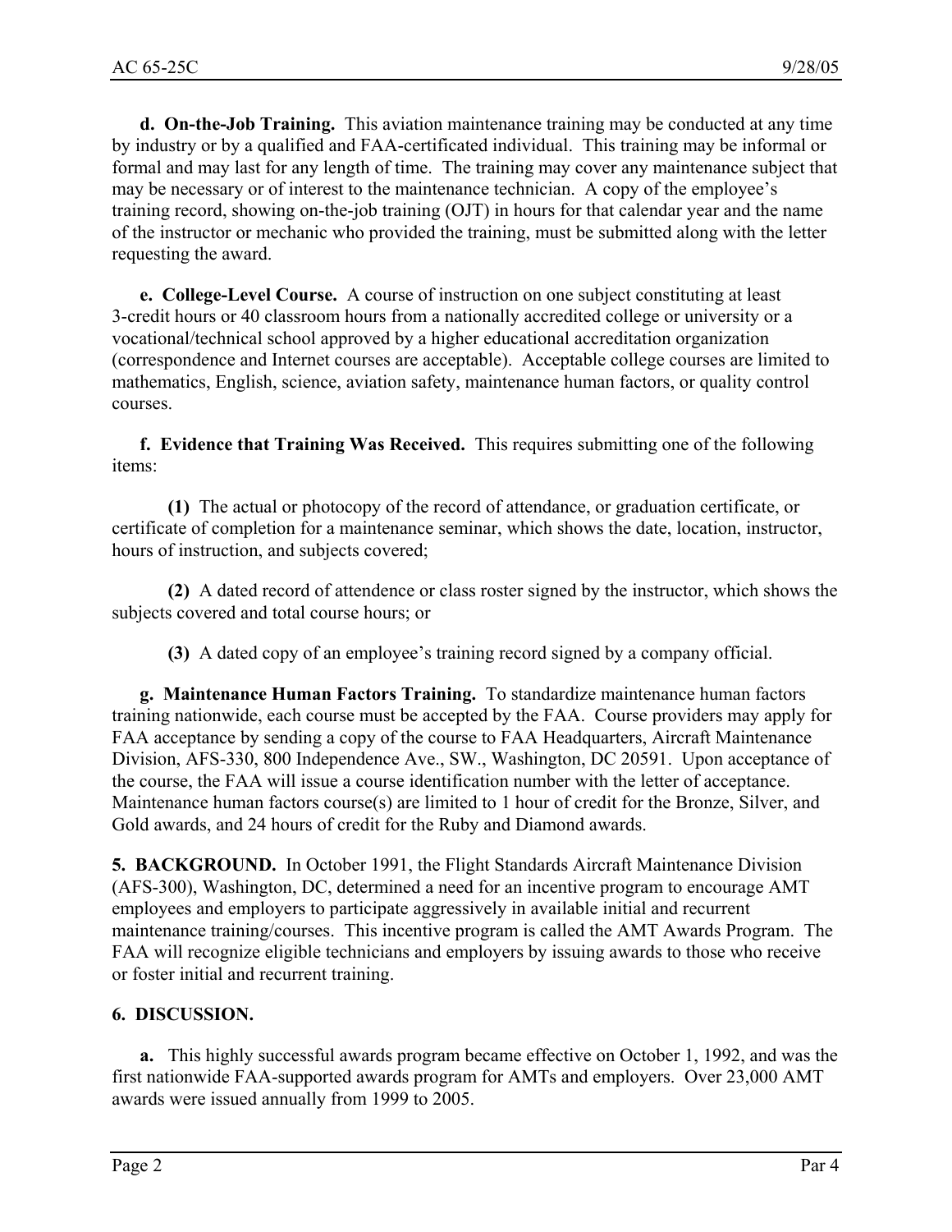**d. On-the-Job Training.** This aviation maintenance training may be conducted at any time by industry or by a qualified and FAA-certificated individual. This training may be informal or formal and may last for any length of time. The training may cover any maintenance subject that may be necessary or of interest to the maintenance technician. A copy of the employee's training record, showing on-the-job training (OJT) in hours for that calendar year and the name of the instructor or mechanic who provided the training, must be submitted along with the letter requesting the award.

**e. College-Level Course.** A course of instruction on one subject constituting at least 3-credit hours or 40 classroom hours from a nationally accredited college or university or a vocational/technical school approved by a higher educational accreditation organization (correspondence and Internet courses are acceptable). Acceptable college courses are limited to mathematics, English, science, aviation safety, maintenance human factors, or quality control courses.

**f. Evidence that Training Was Received.** This requires submitting one of the following items:

**(1)** The actual or photocopy of the record of attendance, or graduation certificate, or certificate of completion for a maintenance seminar, which shows the date, location, instructor, hours of instruction, and subjects covered;

**(2)** A dated record of attendence or class roster signed by the instructor, which shows the subjects covered and total course hours; or

**(3)** A dated copy of an employee's training record signed by a company official.

**g. Maintenance Human Factors Training.** To standardize maintenance human factors training nationwide, each course must be accepted by the FAA. Course providers may apply for FAA acceptance by sending a copy of the course to FAA Headquarters, Aircraft Maintenance Division, AFS-330, 800 Independence Ave., SW., Washington, DC 20591. Upon acceptance of the course, the FAA will issue a course identification number with the letter of acceptance. Maintenance human factors course(s) are limited to 1 hour of credit for the Bronze, Silver, and Gold awards, and 24 hours of credit for the Ruby and Diamond awards.

**5. BACKGROUND.** In October 1991, the Flight Standards Aircraft Maintenance Division (AFS-300), Washington, DC, determined a need for an incentive program to encourage AMT employees and employers to participate aggressively in available initial and recurrent maintenance training/courses. This incentive program is called the AMT Awards Program. The FAA will recognize eligible technicians and employers by issuing awards to those who receive or foster initial and recurrent training.

**6. DISCUSSION.**

**a.** This highly successful awards program became effective on October 1, 1992, and was the first nationwide FAA-supported awards program for AMTs and employers. Over 23,000 AMT awards were issued annually from 1999 to 2005.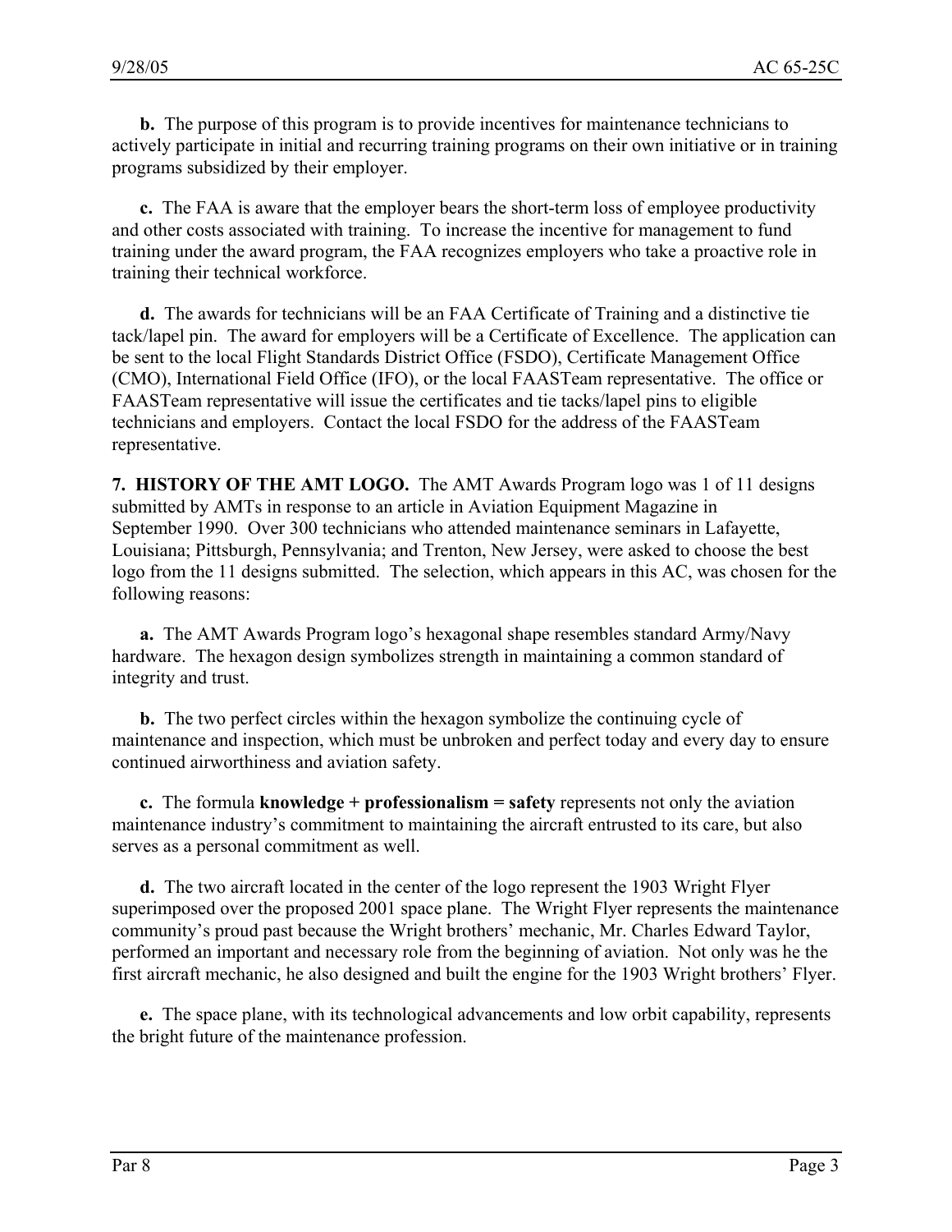**b.** The purpose of this program is to provide incentives for maintenance technicians to actively participate in initial and recurring training programs on their own initiative or in training programs subsidized by their employer.

**c.** The FAA is aware that the employer bears the short-term loss of employee productivity and other costs associated with training. To increase the incentive for management to fund training under the award program, the FAA recognizes employers who take a proactive role in training their technical workforce.

**d.** The awards for technicians will be an FAA Certificate of Training and a distinctive tie tack/lapel pin. The award for employers will be a Certificate of Excellence. The application can be sent to the local Flight Standards District Office (FSDO), Certificate Management Office (CMO), International Field Office (IFO), or the local FAASTeam representative. The office or FAASTeam representative will issue the certificates and tie tacks/lapel pins to eligible technicians and employers. Contact the local FSDO for the address of the FAASTeam representative.

**7. HISTORY OF THE AMT LOGO.** The AMT Awards Program logo was 1 of 11 designs submitted by AMTs in response to an article in Aviation Equipment Magazine in September 1990. Over 300 technicians who attended maintenance seminars in Lafayette, Louisiana; Pittsburgh, Pennsylvania; and Trenton, New Jersey, were asked to choose the best logo from the 11 designs submitted. The selection, which appears in this AC, was chosen for the following reasons:

**a.** The AMT Awards Program logo's hexagonal shape resembles standard Army/Navy hardware. The hexagon design symbolizes strength in maintaining a common standard of integrity and trust.

**b.** The two perfect circles within the hexagon symbolize the continuing cycle of maintenance and inspection, which must be unbroken and perfect today and every day to ensure continued airworthiness and aviation safety.

**c.** The formula **knowledge + professionalism = safety** represents not only the aviation maintenance industry's commitment to maintaining the aircraft entrusted to its care, but also serves as a personal commitment as well.

**d.** The two aircraft located in the center of the logo represent the 1903 Wright Flyer superimposed over the proposed 2001 space plane. The Wright Flyer represents the maintenance community's proud past because the Wright brothers' mechanic, Mr. Charles Edward Taylor, performed an important and necessary role from the beginning of aviation. Not only was he the first aircraft mechanic, he also designed and built the engine for the 1903 Wright brothers' Flyer.

**e.** The space plane, with its technological advancements and low orbit capability, represents the bright future of the maintenance profession.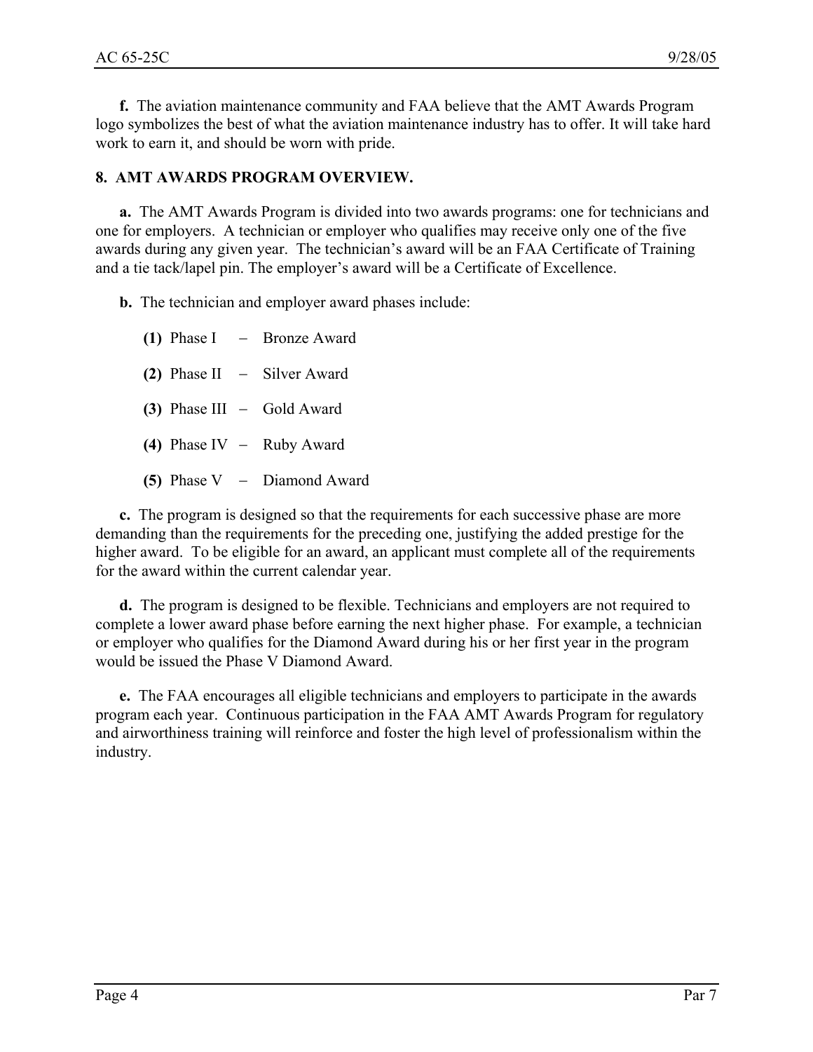**f.** The aviation maintenance community and FAA believe that the AMT Awards Program logo symbolizes the best of what the aviation maintenance industry has to offer. It will take hard work to earn it, and should be worn with pride.

**8. AMT AWARDS PROGRAM OVERVIEW.**

**a.** The AMT Awards Program is divided into two awards programs: one for technicians and one for employers. A technician or employer who qualifies may receive only one of the five awards during any given year. The technician's award will be an FAA Certificate of Training and a tie tack/lapel pin. The employer's award will be a Certificate of Excellence.

**b.** The technician and employer award phases include:

**(1)** Phase I – Bronze Award

**(2)** Phase II – Silver Award

**(3)** Phase III – Gold Award

**(4)** Phase IV – Ruby Award

**(5)** Phase V – Diamond Award

**c.** The program is designed so that the requirements for each successive phase are more demanding than the requirements for the preceding one, justifying the added prestige for the higher award. To be eligible for an award, an applicant must complete all of the requirements for the award within the current calendar year.

**d.** The program is designed to be flexible. Technicians and employers are not required to complete a lower award phase before earning the next higher phase. For example, a technician or employer who qualifies for the Diamond Award during his or her first year in the program would be issued the Phase V Diamond Award.

**e.** The FAA encourages all eligible technicians and employers to participate in the awards program each year. Continuous participation in the FAA AMT Awards Program for regulatory and airworthiness training will reinforce and foster the high level of professionalism within the industry.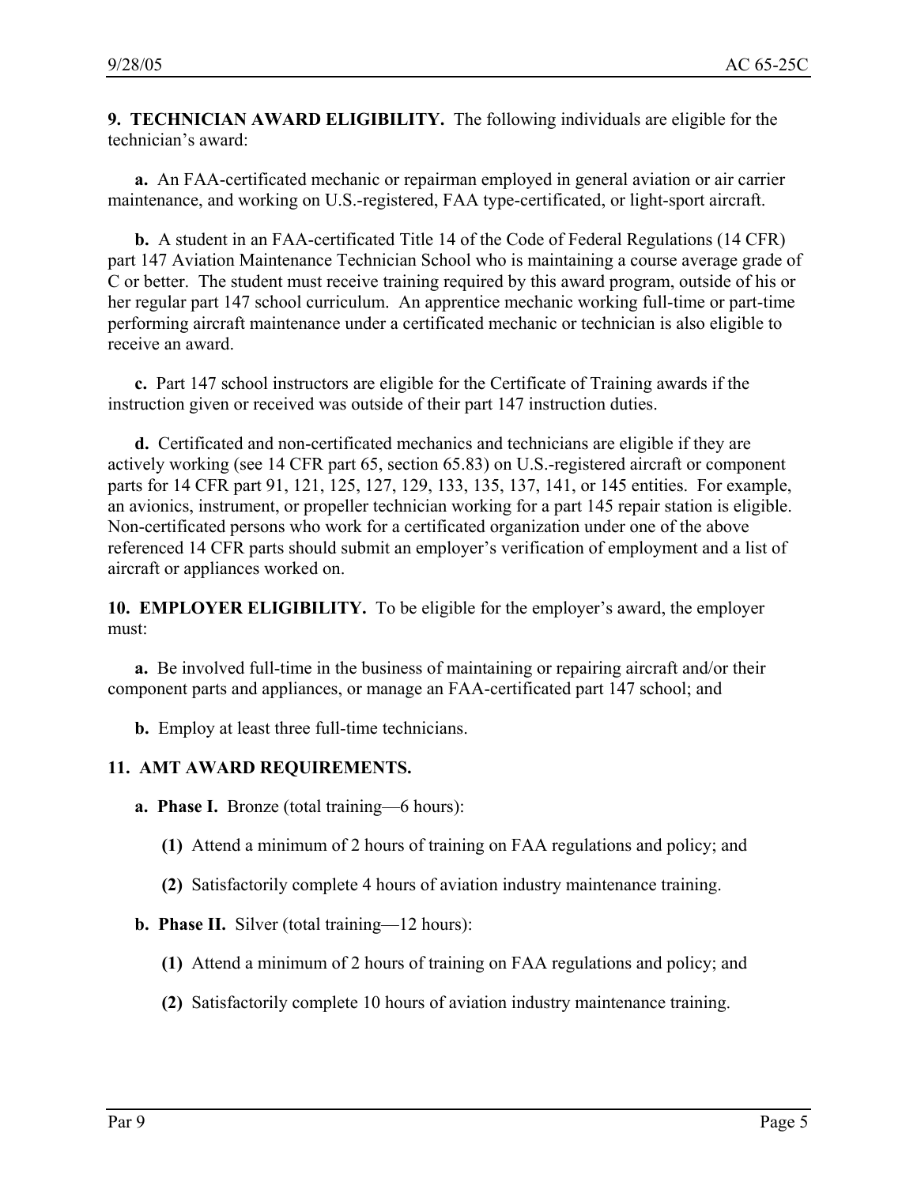**9. TECHNICIAN AWARD ELIGIBILITY.** The following individuals are eligible for the technician's award:

**a.** An FAA-certificated mechanic or repairman employed in general aviation or air carrier maintenance, and working on U.S.-registered, FAA type-certificated, or light-sport aircraft.

**b.** A student in an FAA-certificated Title 14 of the Code of Federal Regulations (14 CFR) part 147 Aviation Maintenance Technician School who is maintaining a course average grade of C or better. The student must receive training required by this award program, outside of his or her regular part 147 school curriculum. An apprentice mechanic working full-time or part-time performing aircraft maintenance under a certificated mechanic or technician is also eligible to receive an award.

**c.** Part 147 school instructors are eligible for the Certificate of Training awards if the instruction given or received was outside of their part 147 instruction duties.

**d.** Certificated and non-certificated mechanics and technicians are eligible if they are actively working (see 14 CFR part 65, section 65.83) on U.S.-registered aircraft or component parts for 14 CFR part 91, 121, 125, 127, 129, 133, 135, 137, 141, or 145 entities. For example, an avionics, instrument, or propeller technician working for a part 145 repair station is eligible. Non-certificated persons who work for a certificated organization under one of the above referenced 14 CFR parts should submit an employer's verification of employment and a list of aircraft or appliances worked on.

**10. EMPLOYER ELIGIBILITY.** To be eligible for the employer's award, the employer must:

**a.** Be involved full-time in the business of maintaining or repairing aircraft and/or their component parts and appliances, or manage an FAA-certificated part 147 school; and

**b.** Employ at least three full-time technicians.

**11. AMT AWARD REQUIREMENTS.**

**a. Phase I.** Bronze (total training—6 hours):

**(1)** Attend a minimum of 2 hours of training on FAA regulations and policy; and

**(2)** Satisfactorily complete 4 hours of aviation industry maintenance training.

**b. Phase II.** Silver (total training—12 hours):

**(1)** Attend a minimum of 2 hours of training on FAA regulations and policy; and

**(2)** Satisfactorily complete 10 hours of aviation industry maintenance training.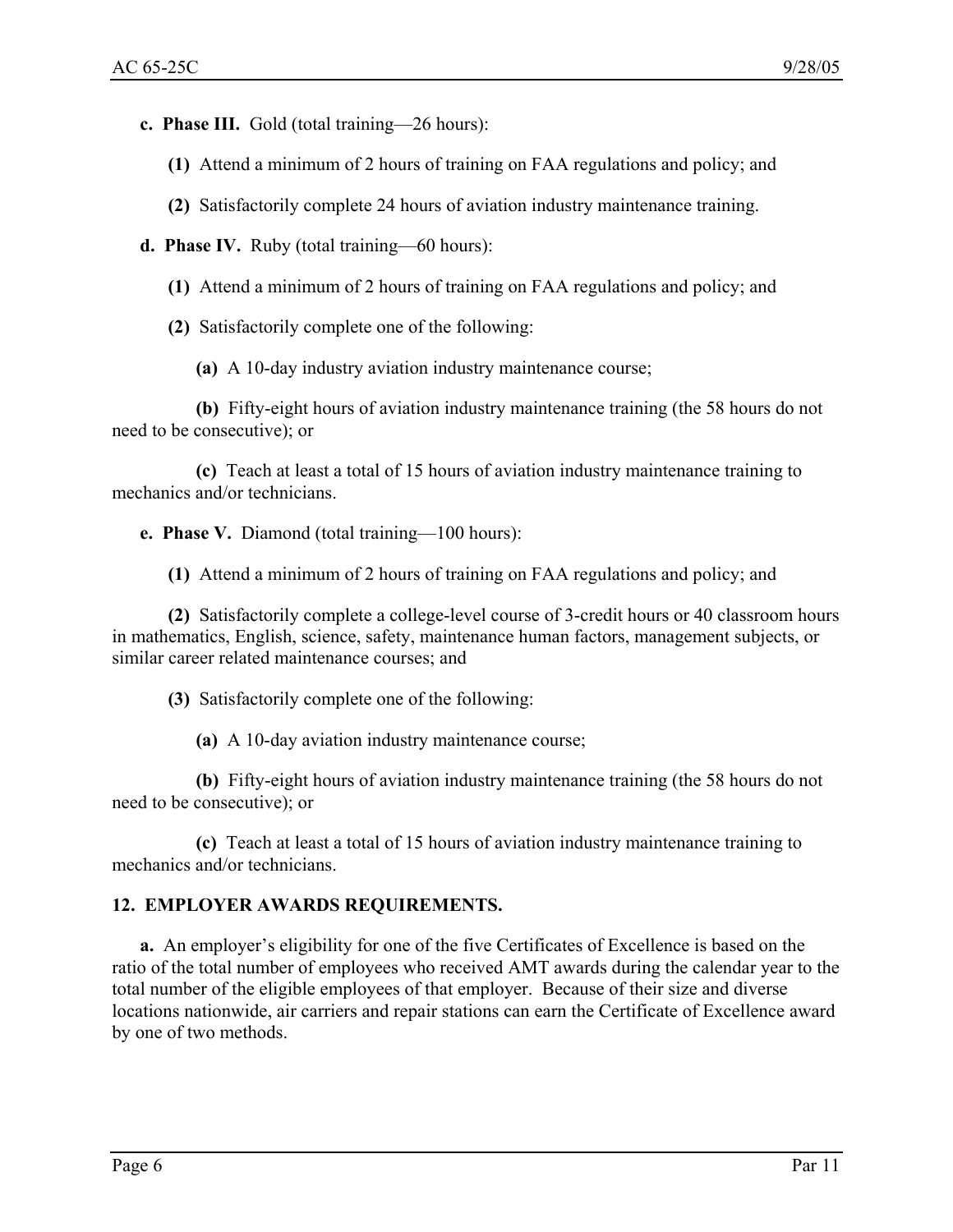**c. Phase III.** Gold (total training—26 hours):

**(1)** Attend a minimum of 2 hours of training on FAA regulations and policy; and

**(2)** Satisfactorily complete 24 hours of aviation industry maintenance training.

**d. Phase IV.** Ruby (total training—60 hours):

**(1)** Attend a minimum of 2 hours of training on FAA regulations and policy; and

**(2)** Satisfactorily complete one of the following:

**(a)** A 10-day industry aviation industry maintenance course;

**(b)** Fifty-eight hours of aviation industry maintenance training (the 58 hours do not need to be consecutive); or

**(c)** Teach at least a total of 15 hours of aviation industry maintenance training to mechanics and/or technicians.

**e. Phase V.** Diamond (total training—100 hours):

**(1)** Attend a minimum of 2 hours of training on FAA regulations and policy; and

**(2)** Satisfactorily complete a college-level course of 3-credit hours or 40 classroom hours in mathematics, English, science, safety, maintenance human factors, management subjects, or similar career related maintenance courses; and

**(3)** Satisfactorily complete one of the following:

**(a)** A 10-day aviation industry maintenance course;

**(b)** Fifty-eight hours of aviation industry maintenance training (the 58 hours do not need to be consecutive); or

**(c)** Teach at least a total of 15 hours of aviation industry maintenance training to mechanics and/or technicians.

## 12. EMPLOYER AWARDS REQUIREMENTS.

**a.** An employer's eligibility for one of the five Certificates of Excellence is based on the ratio of the total number of employees who received AMT awards during the calendar year to the total number of the eligible employees of that employer. Because of their size and diverse locations nationwide, air carriers and repair stations can earn the Certificate of Excellence award by one of two methods.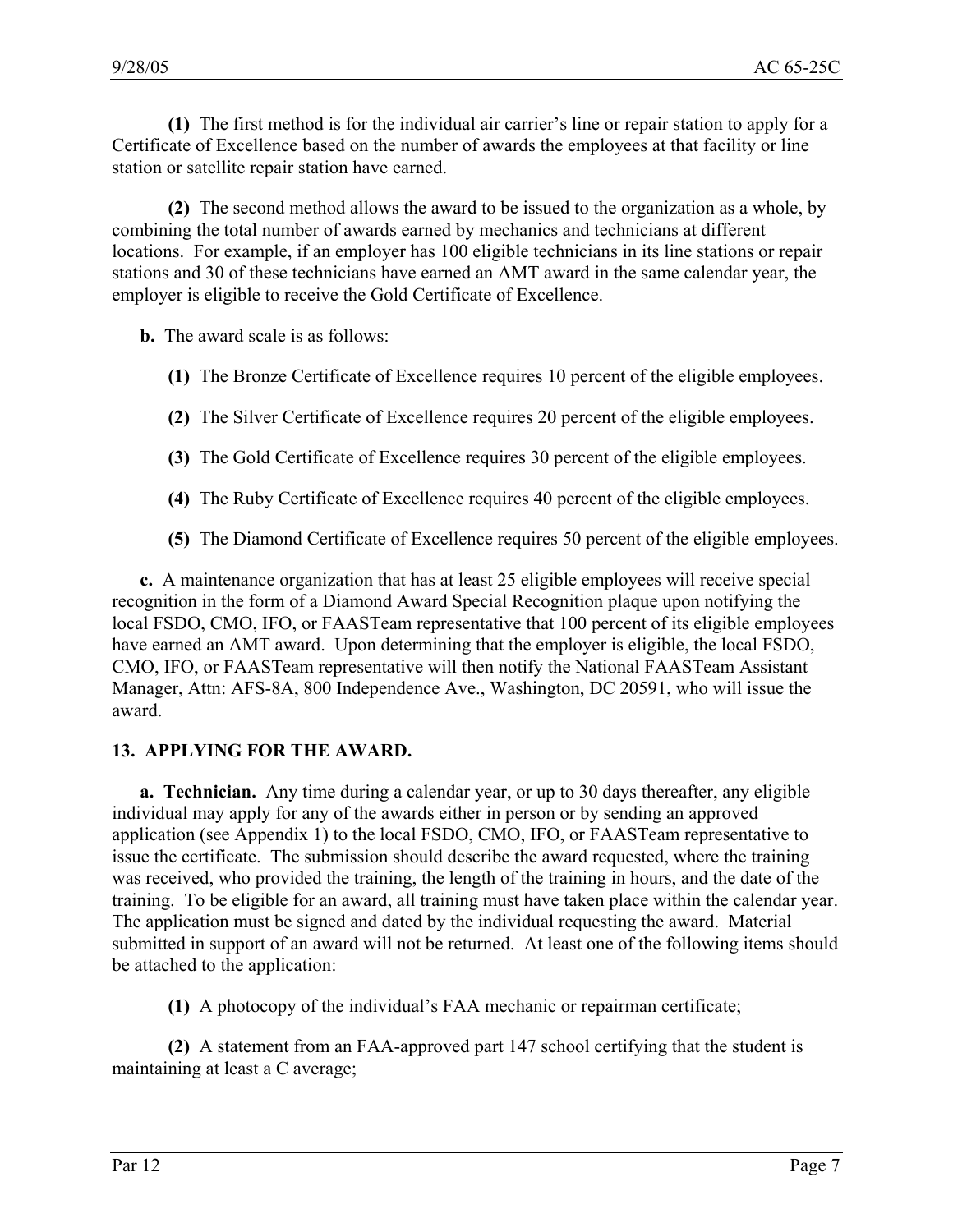**(1)** The first method is for the individual air carrier's line or repair station to apply for a Certificate of Excellence based on the number of awards the employees at that facility or line station or satellite repair station have earned.

**(2)** The second method allows the award to be issued to the organization as a whole, by combining the total number of awards earned by mechanics and technicians at different locations. For example, if an employer has 100 eligible technicians in its line stations or repair stations and 30 of these technicians have earned an AMT award in the same calendar year, the employer is eligible to receive the Gold Certificate of Excellence.

**b.** The award scale is as follows:

**(1)** The Bronze Certificate of Excellence requires 10 percent of the eligible employees.

**(2)** The Silver Certificate of Excellence requires 20 percent of the eligible employees.

**(3)** The Gold Certificate of Excellence requires 30 percent of the eligible employees.

**(4)** The Ruby Certificate of Excellence requires 40 percent of the eligible employees.

**(5)** The Diamond Certificate of Excellence requires 50 percent of the eligible employees.

**c.** A maintenance organization that has at least 25 eligible employees will receive special recognition in the form of a Diamond Award Special Recognition plaque upon notifying the local FSDO, CMO, IFO, or FAASTeam representative that 100 percent of its eligible employees have earned an AMT award. Upon determining that the employer is eligible, the local FSDO, CMO, IFO, or FAASTeam representative will then notify the National FAASTeam Assistant Manager, Attn: AFS-8A, 800 Independence Ave., Washington, DC 20591, who will issue the award.

## 13. APPLYING FOR THE AWARD.

**a. Technician.** Any time during a calendar year, or up to 30 days thereafter, any eligible individual may apply for any of the awards either in person or by sending an approved application (see Appendix 1) to the local FSDO, CMO, IFO, or FAASTeam representative to issue the certificate. The submission should describe the award requested, where the training was received, who provided the training, the length of the training in hours, and the date of the training. To be eligible for an award, all training must have taken place within the calendar year. The application must be signed and dated by the individual requesting the award. Material submitted in support of an award will not be returned. At least one of the following items should be attached to the application:

**(1)** A photocopy of the individual's FAA mechanic or repairman certificate;

**(2)** A statement from an FAA-approved part 147 school certifying that the student is maintaining at least a C average;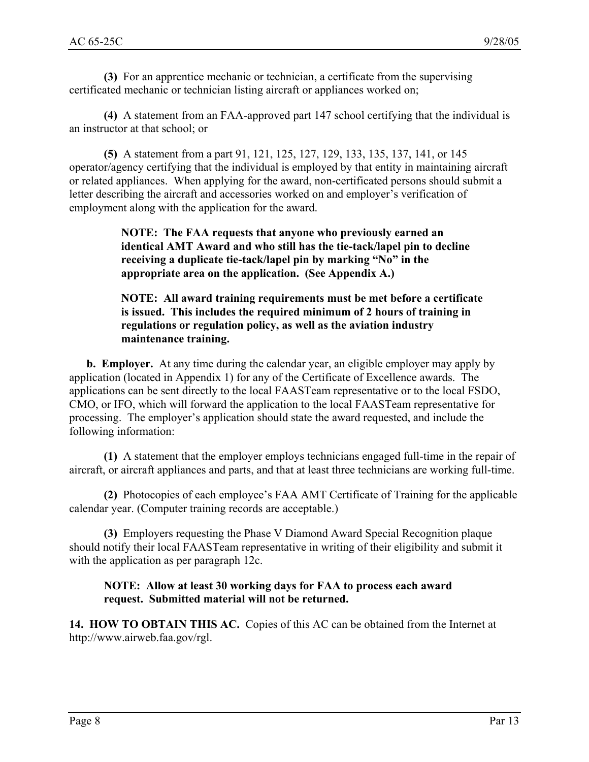**(3)** For an apprentice mechanic or technician, a certificate from the supervising certificated mechanic or technician listing aircraft or appliances worked on;

**(4)** A statement from an FAA-approved part 147 school certifying that the individual is an instructor at that school; or

**(5)** A statement from a part 91, 121, 125, 127, 129, 133, 135, 137, 141, or 145 operator/agency certifying that the individual is employed by that entity in maintaining aircraft or related appliances. When applying for the award, non-certificated persons should submit a letter describing the aircraft and accessories worked on and employer's verification of employment along with the application for the award.

> **NOTE: The FAA requests that anyone who previously earned an identical AMT Award and who still has the tie-tack/lapel pin to decline receiving a duplicate tie-tack/lapel pin by marking "No" in the appropriate area on the application. (See Appendix A.)**

> **NOTE: All award training requirements must be met before a certificate is issued. This includes the required minimum of 2 hours of training in regulations or regulation policy, as well as the aviation industry maintenance training.**

**b. Employer.** At any time during the calendar year, an eligible employer may apply by application (located in Appendix 1) for any of the Certificate of Excellence awards. The applications can be sent directly to the local FAASTeam representative or to the local FSDO, CMO, or IFO, which will forward the application to the local FAASTeam representative for processing. The employer's application should state the award requested, and include the following information:

**(1)** A statement that the employer employs technicians engaged full-time in the repair of aircraft, or aircraft appliances and parts, and that at least three technicians are working full-time.

**(2)** Photocopies of each employee's FAA AMT Certificate of Training for the applicable calendar year. (Computer training records are acceptable.)

**(3)** Employers requesting the Phase V Diamond Award Special Recognition plaque should notify their local FAASTeam representative in writing of their eligibility and submit it with the application as per paragraph 12c.

> **NOTE: Allow at least 30 working days for FAA to process each award request. Submitted material will not be returned.**

**14. HOW TO OBTAIN THIS AC.** Copies of this AC can be obtained from the Internet at http://www.airweb.faa.gov/rgl.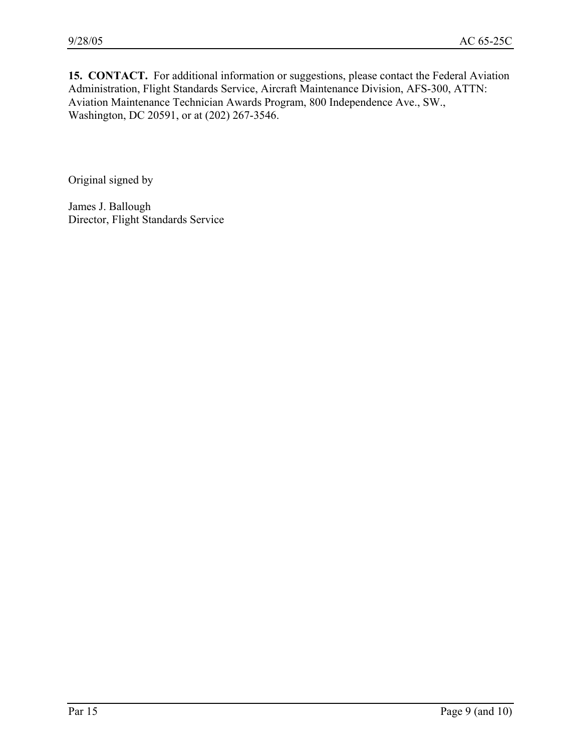**15. CONTACT.** For additional information or suggestions, please contact the Federal Aviation Administration, Flight Standards Service, Aircraft Maintenance Division, AFS-300, ATTN: Aviation Maintenance Technician Awards Program, 800 Independence Ave., SW., Washington, DC 20591, or at (202) 267-3546.

Original signed by

James J. Ballough
Director, Flight Standards Service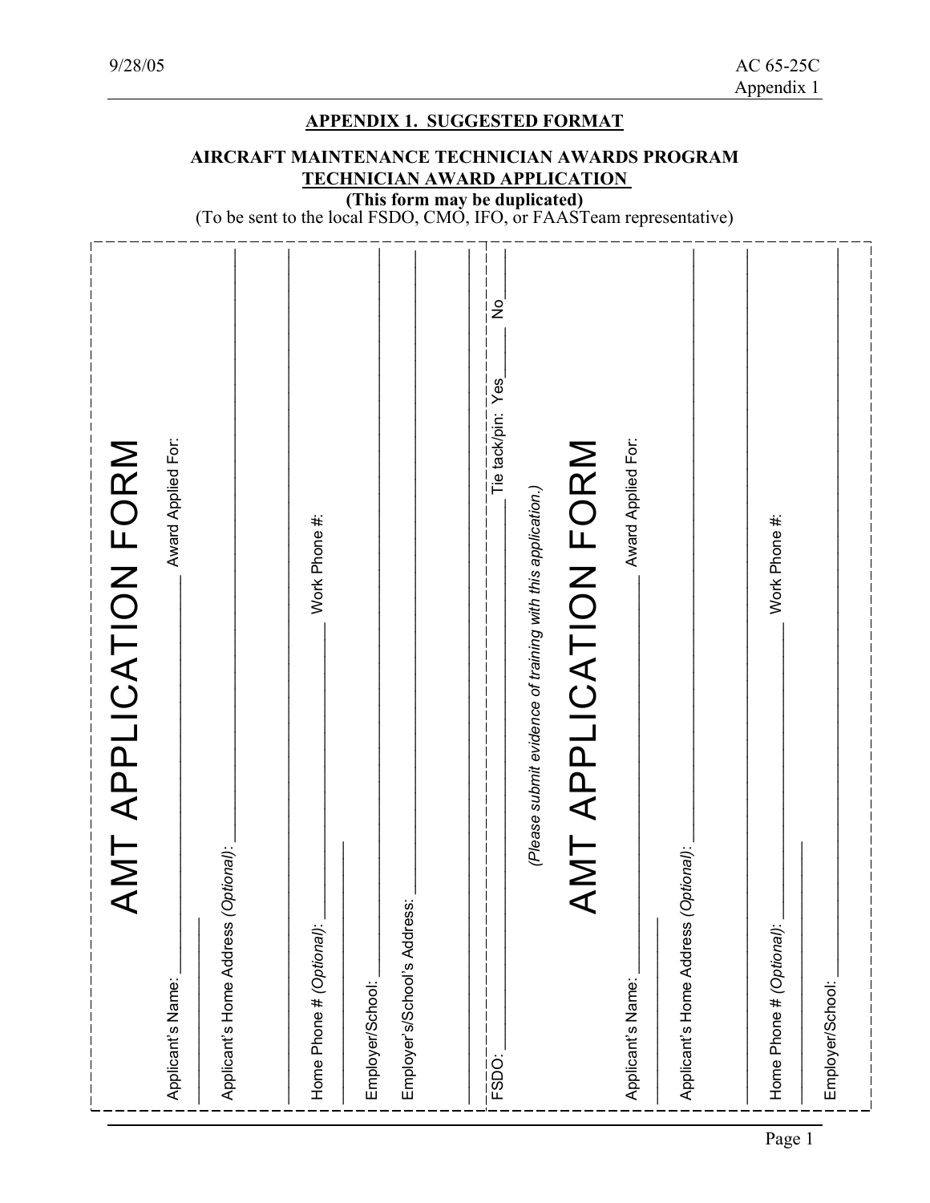## APPENDIX 1. SUGGESTED FORMAT

### AIRCRAFT MAINTENANCE TECHNICIAN AWARDS PROGRAM
### TECHNICIAN AWARD APPLICATION

**(This form may be duplicated)**

(To be sent to the local FSDO, CMO, IFO, or FAASTeam representative)

---

# AMT APPLICATION FORM

Applicant's Name: ____________________ Award Applied For: ____________________

Applicant's Home Address *(Optional)*: ____________________

____________________

Home Phone # *(Optional)*: ____________________ Work Phone #: ____________________

Employer/School: ____________________

Employer's/School's Address: ____________________

____________________

FSDO: ____________________ Tie tack/pin: Yes_____ No_____

*(Please submit evidence of training with this application.)*

---

# AMT APPLICATION FORM

Applicant's Name: ____________________ Award Applied For: ____________________

Applicant's Home Address *(Optional)*: ____________________

____________________

Home Phone # *(Optional)*: ____________________ Work Phone #: ____________________

Employer/School: ____________________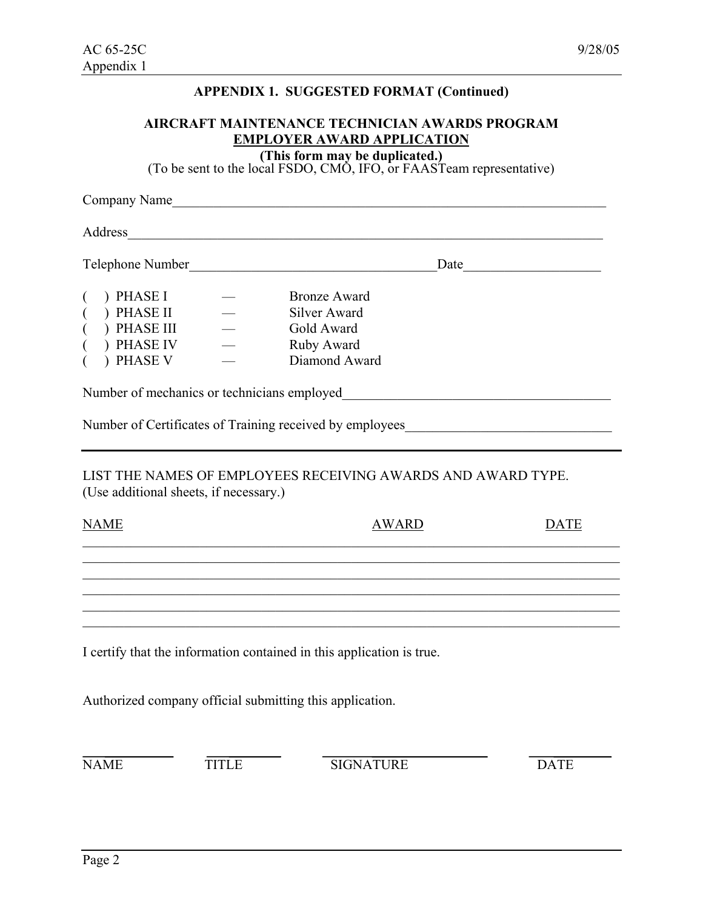## APPENDIX 1. SUGGESTED FORMAT (Continued)

### AIRCRAFT MAINTENANCE TECHNICIAN AWARDS PROGRAM
### <u>EMPLOYER AWARD APPLICATION</u>

**(This form may be duplicated.)**
(To be sent to the local FSDO, CMO, IFO, or FAASTeam representative)

Company Name\_\_\_\_\_\_\_\_\_\_\_\_\_\_\_\_\_\_\_\_\_\_\_\_\_\_\_\_\_\_\_\_\_\_\_\_\_\_\_\_\_\_\_\_\_\_\_\_\_\_\_\_\_\_\_\_\_\_\_\_\_\_

Address\_\_\_\_\_\_\_\_\_\_\_\_\_\_\_\_\_\_\_\_\_\_\_\_\_\_\_\_\_\_\_\_\_\_\_\_\_\_\_\_\_\_\_\_\_\_\_\_\_\_\_\_\_\_\_\_\_\_\_\_\_\_\_\_\_\_\_\_

Telephone Number\_\_\_\_\_\_\_\_\_\_\_\_\_\_\_\_\_\_\_\_\_\_\_\_\_\_\_\_\_\_\_\_\_\_\_\_ Date\_\_\_\_\_\_\_\_\_\_\_\_\_\_\_\_\_\_\_\_

( ) PHASE I — Bronze Award
( ) PHASE II — Silver Award
( ) PHASE III — Gold Award
( ) PHASE IV — Ruby Award
( ) PHASE V — Diamond Award

Number of mechanics or technicians employed\_\_\_\_\_\_\_\_\_\_\_\_\_\_\_\_\_\_\_\_\_\_\_\_\_\_\_\_\_\_\_\_\_\_\_\_\_\_\_\_

Number of Certificates of Training received by employees\_\_\_\_\_\_\_\_\_\_\_\_\_\_\_\_\_\_\_\_\_\_\_\_\_\_\_\_\_\_

---

LIST THE NAMES OF EMPLOYEES RECEIVING AWARDS AND AWARD TYPE.
(Use additional sheets, if necessary.)

| NAME | AWARD | DATE |
|---|---|---|
| | | |
| | | |
| | | |
| | | |
| | | |
| | | |

I certify that the information contained in this application is true.

Authorized company official submitting this application.

| \_\_\_\_\_\_\_\_\_\_\_\_ | \_\_\_\_\_\_\_\_\_\_ | \_\_\_\_\_\_\_\_\_\_\_\_\_\_\_\_\_\_\_\_\_\_ | \_\_\_\_\_\_\_\_\_\_ |
|---|---|---|---|
| NAME | TITLE | SIGNATURE | DATE |